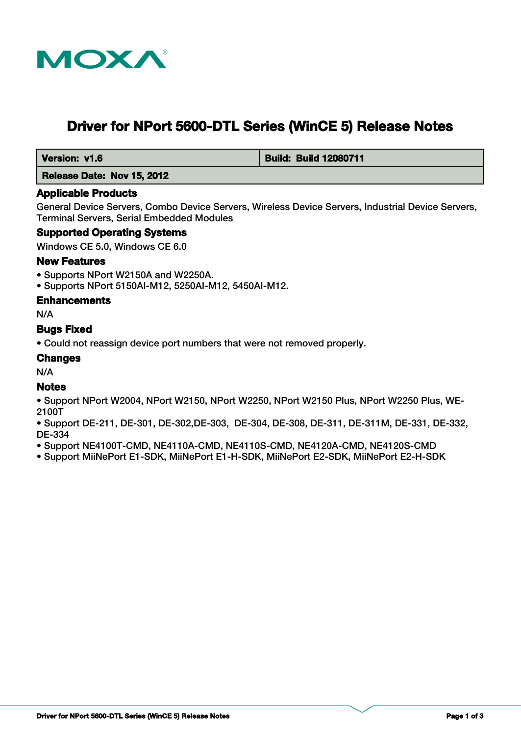MOXA

# Driver for NPort 5600-DTL Series (WinCE 5) Release Notes

| Version: v1.6 | Build: Build 12080711 |
| --- | --- |
| Release Date: Nov 15, 2012 | |

## Applicable Products

General Device Servers, Combo Device Servers, Wireless Device Servers, Industrial Device Servers, Terminal Servers, Serial Embedded Modules

## Supported Operating Systems

Windows CE 5.0, Windows CE 6.0

## New Features

- Supports NPort W2150A and W2250A.
- Supports NPort 5150AI-M12, 5250AI-M12, 5450AI-M12.

## Enhancements

N/A

## Bugs Fixed

- Could not reassign device port numbers that were not removed properly.

## Changes

N/A

## Notes

- Support NPort W2004, NPort W2150, NPort W2250, NPort W2150 Plus, NPort W2250 Plus, WE-2100T
- Support DE-211, DE-301, DE-302,DE-303, DE-304, DE-308, DE-311, DE-311M, DE-331, DE-332, DE-334
- Support NE4100T-CMD, NE4110A-CMD, NE4110S-CMD, NE4120A-CMD, NE4120S-CMD
- Support MiiNePort E1-SDK, MiiNePort E1-H-SDK, MiiNePort E2-SDK, MiiNePort E2-H-SDK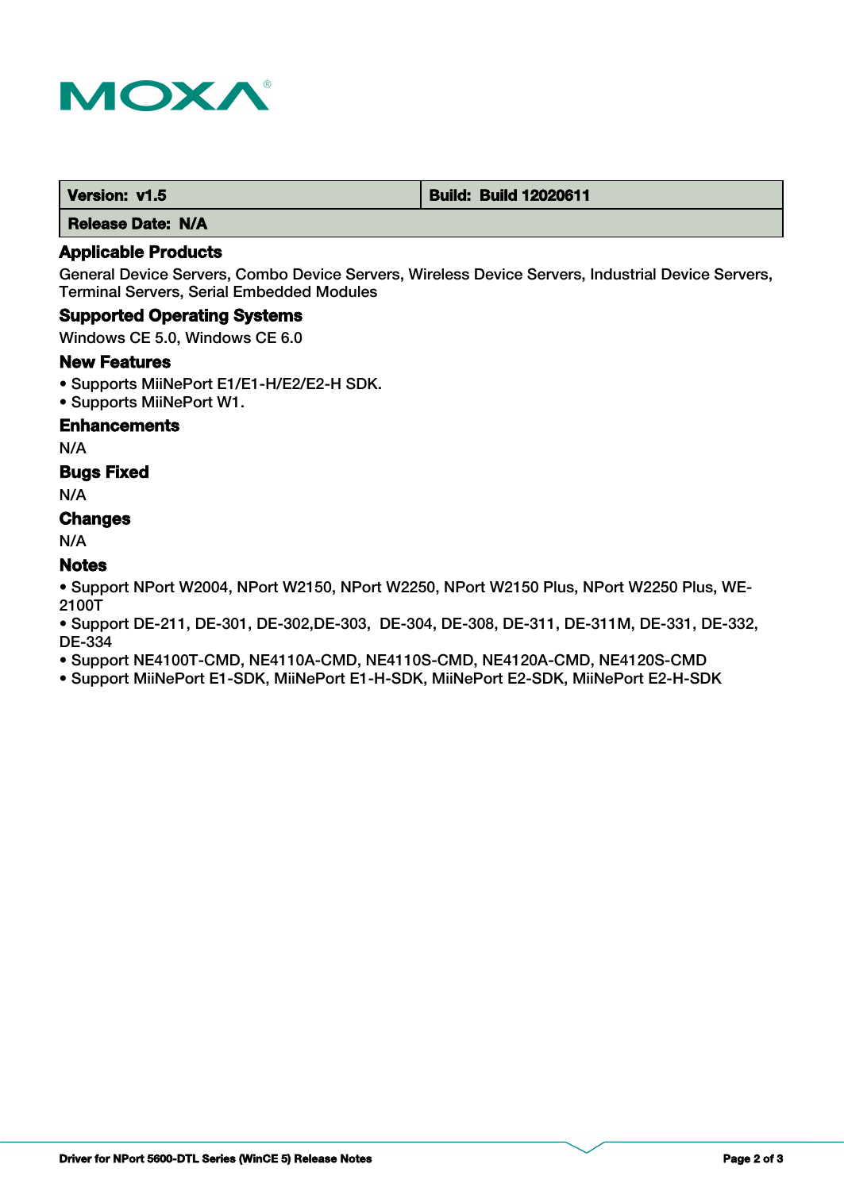| Version: v1.5 | Build: Build 12020611 |
|---|---|
| Release Date: N/A | |

### Applicable Products

General Device Servers, Combo Device Servers, Wireless Device Servers, Industrial Device Servers, Terminal Servers, Serial Embedded Modules

### Supported Operating Systems

Windows CE 5.0, Windows CE 6.0

### New Features

- Supports MiiNePort E1/E1-H/E2/E2-H SDK.
- Supports MiiNePort W1.

### Enhancements

N/A

### Bugs Fixed

N/A

### Changes

N/A

### Notes

- Support NPort W2004, NPort W2150, NPort W2250, NPort W2150 Plus, NPort W2250 Plus, WE-2100T
- Support DE-211, DE-301, DE-302,DE-303, DE-304, DE-308, DE-311, DE-311M, DE-331, DE-332, DE-334
- Support NE4100T-CMD, NE4110A-CMD, NE4110S-CMD, NE4120A-CMD, NE4120S-CMD
- Support MiiNePort E1-SDK, MiiNePort E1-H-SDK, MiiNePort E2-SDK, MiiNePort E2-H-SDK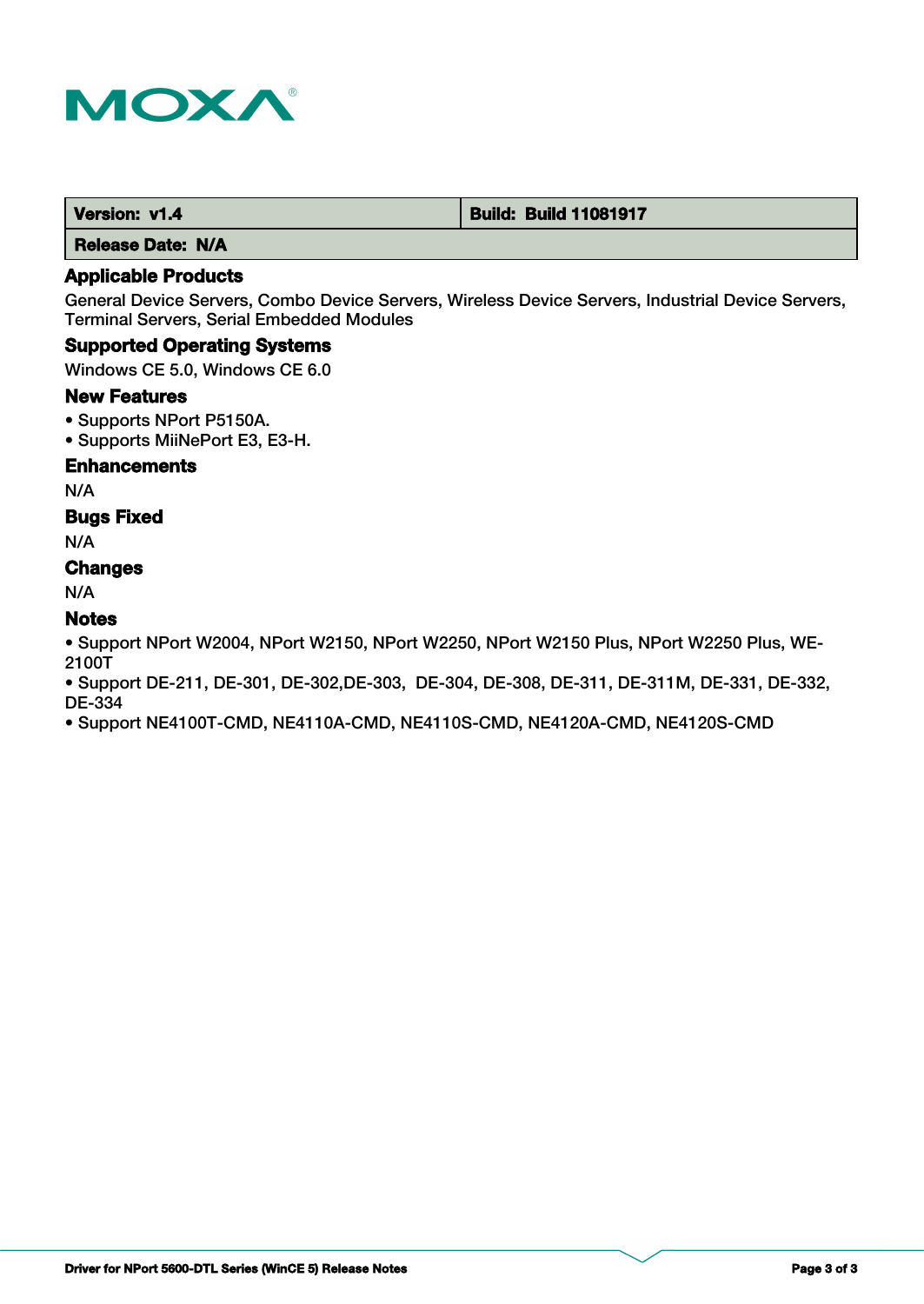| Version: v1.4 | Build: Build 11081917 |
| --- | --- |
| Release Date: N/A | |

### Applicable Products

General Device Servers, Combo Device Servers, Wireless Device Servers, Industrial Device Servers, Terminal Servers, Serial Embedded Modules

### Supported Operating Systems

Windows CE 5.0, Windows CE 6.0

### New Features

- Supports NPort P5150A.
- Supports MiiNePort E3, E3-H.

### Enhancements

N/A

### Bugs Fixed

N/A

### Changes

N/A

### Notes

- Support NPort W2004, NPort W2150, NPort W2250, NPort W2150 Plus, NPort W2250 Plus, WE-2100T
- Support DE-211, DE-301, DE-302,DE-303, DE-304, DE-308, DE-311, DE-311M, DE-331, DE-332, DE-334
- Support NE4100T-CMD, NE4110A-CMD, NE4110S-CMD, NE4120A-CMD, NE4120S-CMD